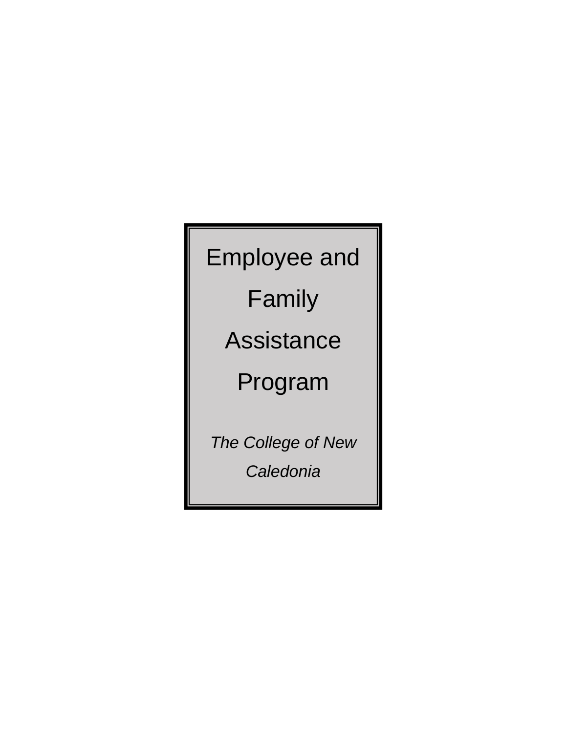# Employee and Family Assistance Program

*The College of New Caledonia*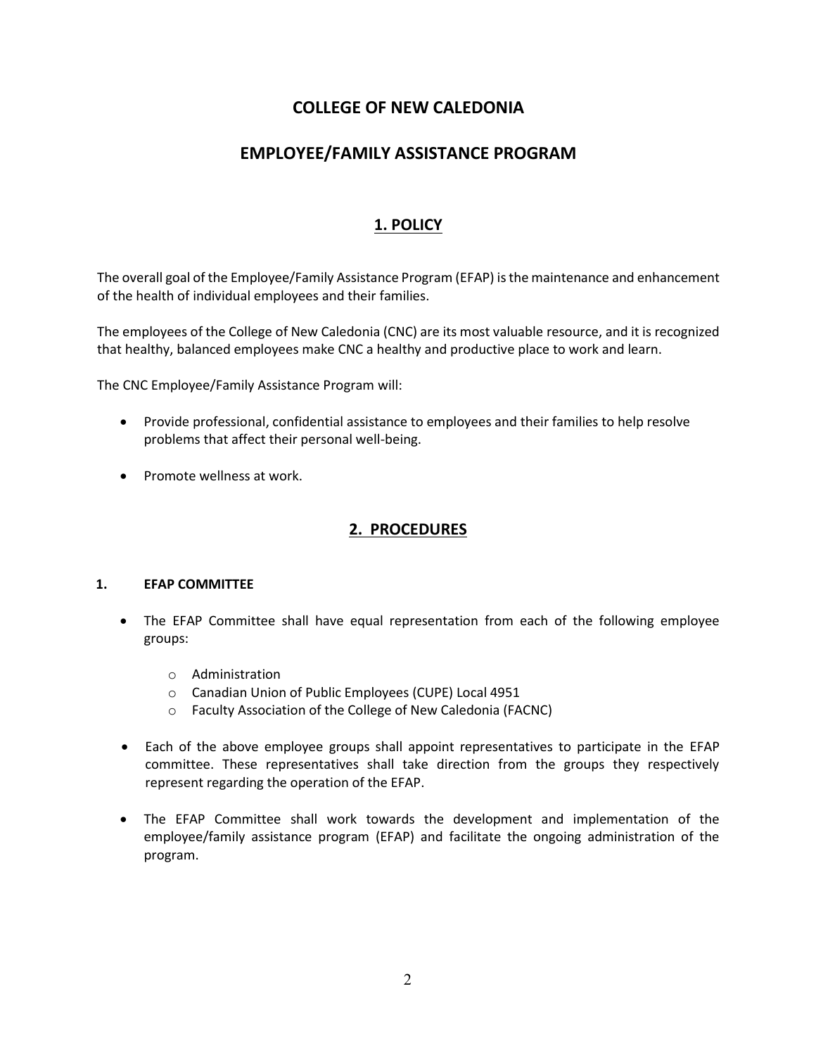# COLLEGE OF NEW CALEDONIA

# EMPLOYEE/FAMILY ASSISTANCE PROGRAM

## 1. POLICY

The overall goal of the Employee/Family Assistance Program (EFAP) is the maintenance and enhancement of the health of individual employees and their families.

The employees of the College of New Caledonia (CNC) are its most valuable resource, and it is recognized that healthy, balanced employees make CNC a healthy and productive place to work and learn.

The CNC Employee/Family Assistance Program will:

- Provide professional, confidential assistance to employees and their families to help resolve problems that affect their personal well-being.
- Promote wellness at work.

## 2. PROCEDURES

### 1. EFAP COMMITTEE

- The EFAP Committee shall have equal representation from each of the following employee groups:
  - Administration
  - Canadian Union of Public Employees (CUPE) Local 4951
  - Faculty Association of the College of New Caledonia (FACNC)
- Each of the above employee groups shall appoint representatives to participate in the EFAP committee. These representatives shall take direction from the groups they respectively represent regarding the operation of the EFAP.
- The EFAP Committee shall work towards the development and implementation of the employee/family assistance program (EFAP) and facilitate the ongoing administration of the program.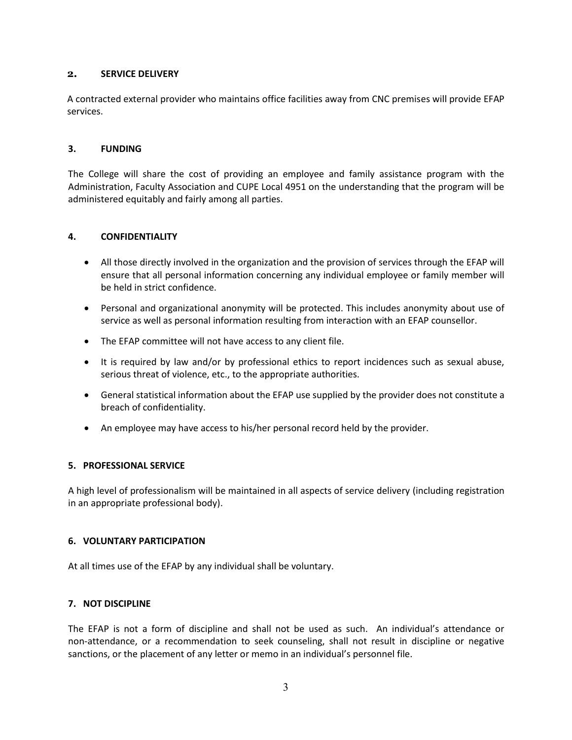## 2. SERVICE DELIVERY

A contracted external provider who maintains office facilities away from CNC premises will provide EFAP services.

## 3. FUNDING

The College will share the cost of providing an employee and family assistance program with the Administration, Faculty Association and CUPE Local 4951 on the understanding that the program will be administered equitably and fairly among all parties.

## 4. CONFIDENTIALITY

- All those directly involved in the organization and the provision of services through the EFAP will ensure that all personal information concerning any individual employee or family member will be held in strict confidence.
- Personal and organizational anonymity will be protected. This includes anonymity about use of service as well as personal information resulting from interaction with an EFAP counsellor.
- The EFAP committee will not have access to any client file.
- It is required by law and/or by professional ethics to report incidences such as sexual abuse, serious threat of violence, etc., to the appropriate authorities.
- General statistical information about the EFAP use supplied by the provider does not constitute a breach of confidentiality.
- An employee may have access to his/her personal record held by the provider.

## 5. PROFESSIONAL SERVICE

A high level of professionalism will be maintained in all aspects of service delivery (including registration in an appropriate professional body).

## 6. VOLUNTARY PARTICIPATION

At all times use of the EFAP by any individual shall be voluntary.

## 7. NOT DISCIPLINE

The EFAP is not a form of discipline and shall not be used as such. An individual's attendance or non-attendance, or a recommendation to seek counseling, shall not result in discipline or negative sanctions, or the placement of any letter or memo in an individual's personnel file.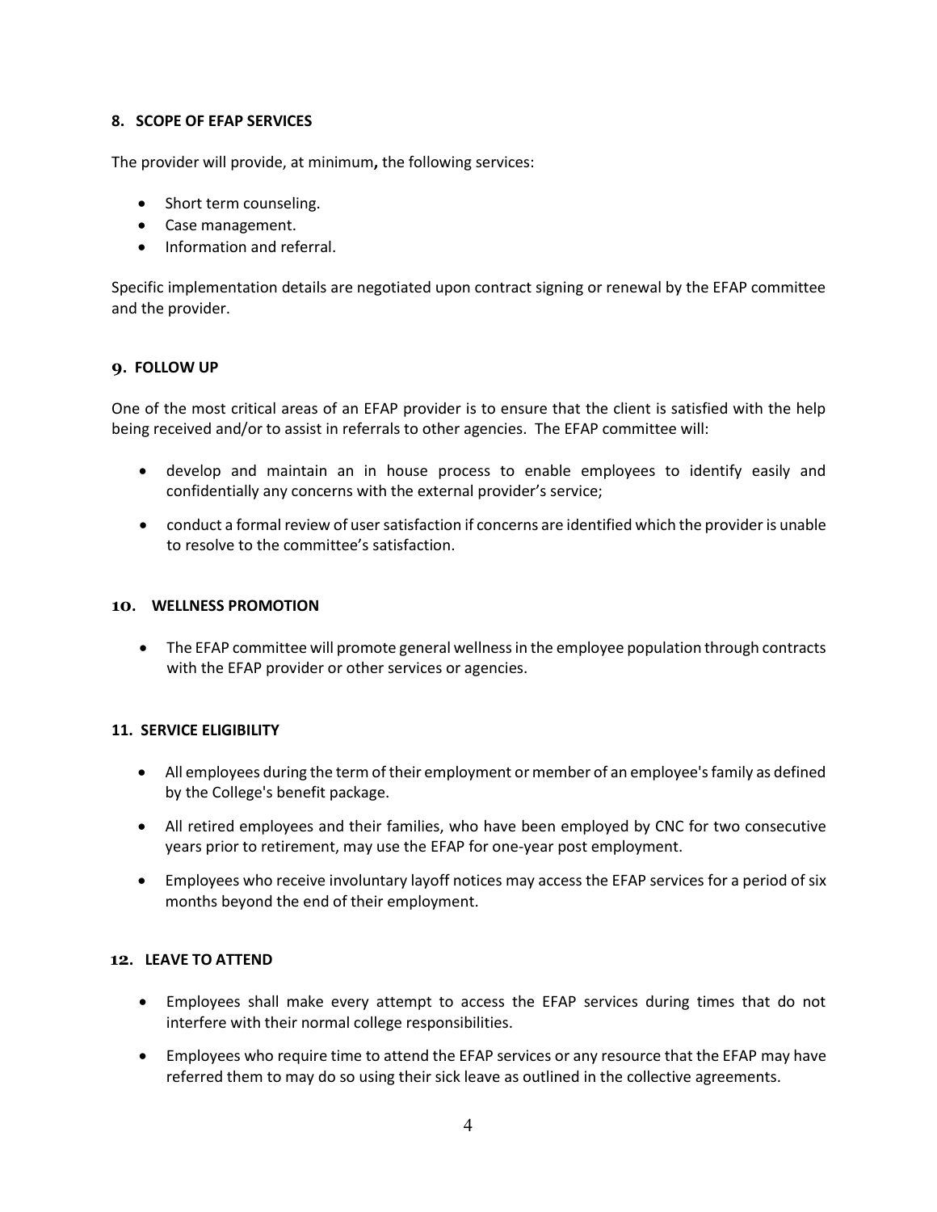## 8. SCOPE OF EFAP SERVICES

The provider will provide, at minimum**,** the following services:

- Short term counseling.
- Case management.
- Information and referral.

Specific implementation details are negotiated upon contract signing or renewal by the EFAP committee and the provider.

## 9. FOLLOW UP

One of the most critical areas of an EFAP provider is to ensure that the client is satisfied with the help being received and/or to assist in referrals to other agencies. The EFAP committee will:

- develop and maintain an in house process to enable employees to identify easily and confidentially any concerns with the external provider's service;
- conduct a formal review of user satisfaction if concerns are identified which the provider is unable to resolve to the committee's satisfaction.

## 10. WELLNESS PROMOTION

- The EFAP committee will promote general wellness in the employee population through contracts with the EFAP provider or other services or agencies.

## 11. SERVICE ELIGIBILITY

- All employees during the term of their employment or member of an employee's family as defined by the College's benefit package.
- All retired employees and their families, who have been employed by CNC for two consecutive years prior to retirement, may use the EFAP for one-year post employment.
- Employees who receive involuntary layoff notices may access the EFAP services for a period of six months beyond the end of their employment.

## 12. LEAVE TO ATTEND

- Employees shall make every attempt to access the EFAP services during times that do not interfere with their normal college responsibilities.
- Employees who require time to attend the EFAP services or any resource that the EFAP may have referred them to may do so using their sick leave as outlined in the collective agreements.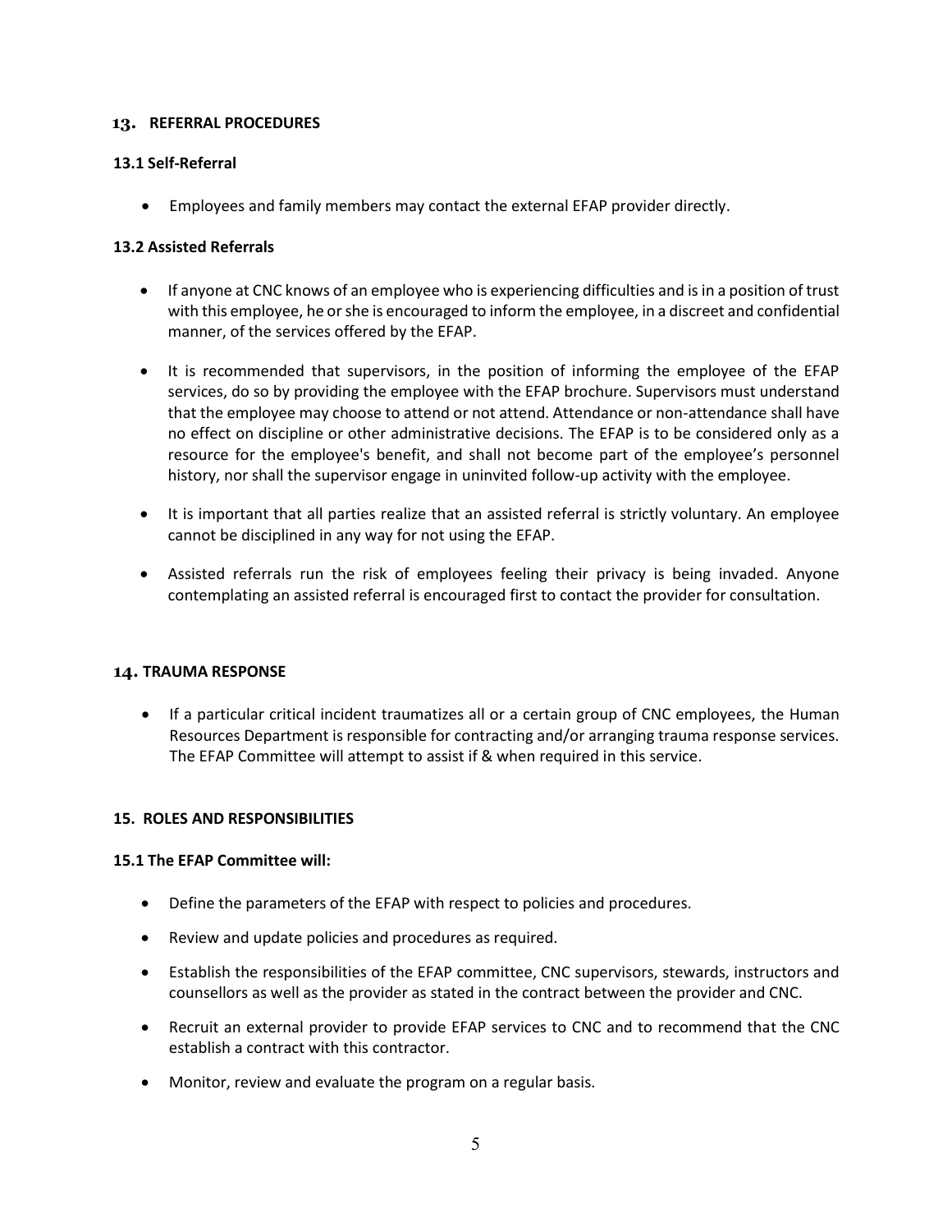## 13. REFERRAL PROCEDURES

### 13.1 Self-Referral

- Employees and family members may contact the external EFAP provider directly.

### 13.2 Assisted Referrals

- If anyone at CNC knows of an employee who is experiencing difficulties and is in a position of trust with this employee, he or she is encouraged to inform the employee, in a discreet and confidential manner, of the services offered by the EFAP.

- It is recommended that supervisors, in the position of informing the employee of the EFAP services, do so by providing the employee with the EFAP brochure. Supervisors must understand that the employee may choose to attend or not attend. Attendance or non-attendance shall have no effect on discipline or other administrative decisions. The EFAP is to be considered only as a resource for the employee's benefit, and shall not become part of the employee's personnel history, nor shall the supervisor engage in uninvited follow-up activity with the employee.

- It is important that all parties realize that an assisted referral is strictly voluntary. An employee cannot be disciplined in any way for not using the EFAP.

- Assisted referrals run the risk of employees feeling their privacy is being invaded. Anyone contemplating an assisted referral is encouraged first to contact the provider for consultation.

## 14. TRAUMA RESPONSE

- If a particular critical incident traumatizes all or a certain group of CNC employees, the Human Resources Department is responsible for contracting and/or arranging trauma response services. The EFAP Committee will attempt to assist if & when required in this service.

## 15. ROLES AND RESPONSIBILITIES

### 15.1 The EFAP Committee will:

- Define the parameters of the EFAP with respect to policies and procedures.

- Review and update policies and procedures as required.

- Establish the responsibilities of the EFAP committee, CNC supervisors, stewards, instructors and counsellors as well as the provider as stated in the contract between the provider and CNC.

- Recruit an external provider to provide EFAP services to CNC and to recommend that the CNC establish a contract with this contractor.

- Monitor, review and evaluate the program on a regular basis.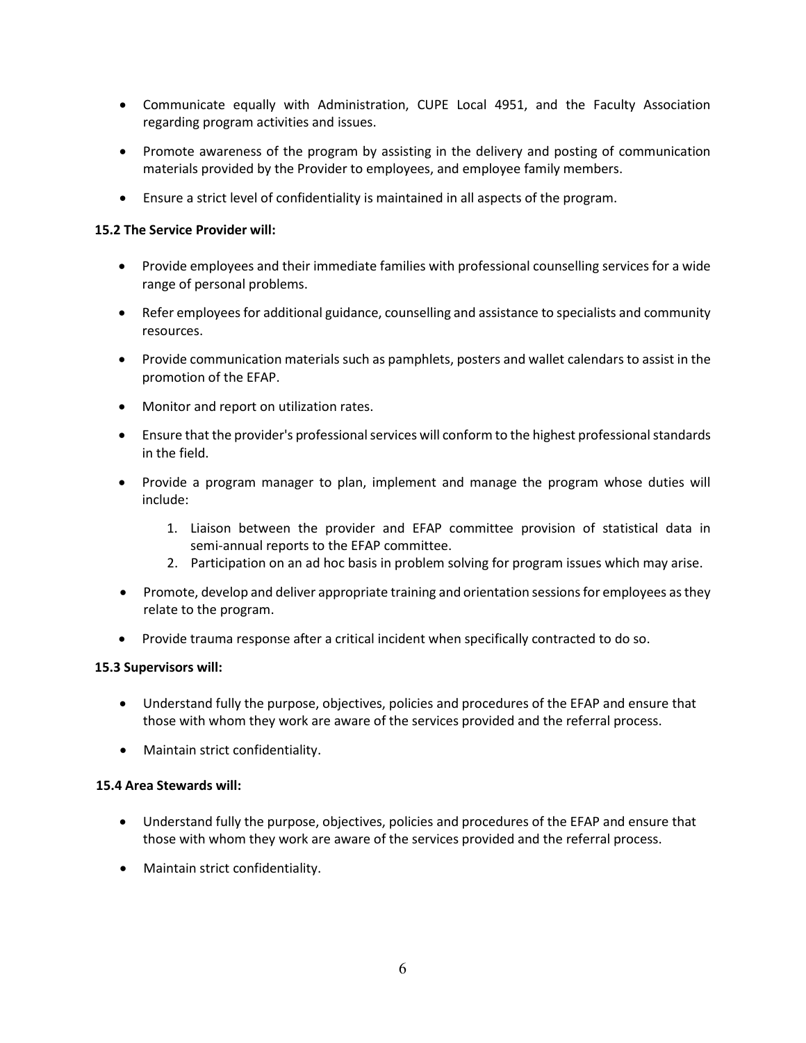- Communicate equally with Administration, CUPE Local 4951, and the Faculty Association regarding program activities and issues.
- Promote awareness of the program by assisting in the delivery and posting of communication materials provided by the Provider to employees, and employee family members.
- Ensure a strict level of confidentiality is maintained in all aspects of the program.

**15.2 The Service Provider will:**

- Provide employees and their immediate families with professional counselling services for a wide range of personal problems.
- Refer employees for additional guidance, counselling and assistance to specialists and community resources.
- Provide communication materials such as pamphlets, posters and wallet calendars to assist in the promotion of the EFAP.
- Monitor and report on utilization rates.
- Ensure that the provider's professional services will conform to the highest professional standards in the field.
- Provide a program manager to plan, implement and manage the program whose duties will include:
    1. Liaison between the provider and EFAP committee provision of statistical data in semi-annual reports to the EFAP committee.
    2. Participation on an ad hoc basis in problem solving for program issues which may arise.
- Promote, develop and deliver appropriate training and orientation sessions for employees as they relate to the program.
- Provide trauma response after a critical incident when specifically contracted to do so.

**15.3 Supervisors will:**

- Understand fully the purpose, objectives, policies and procedures of the EFAP and ensure that those with whom they work are aware of the services provided and the referral process.
- Maintain strict confidentiality.

**15.4 Area Stewards will:**

- Understand fully the purpose, objectives, policies and procedures of the EFAP and ensure that those with whom they work are aware of the services provided and the referral process.
- Maintain strict confidentiality.